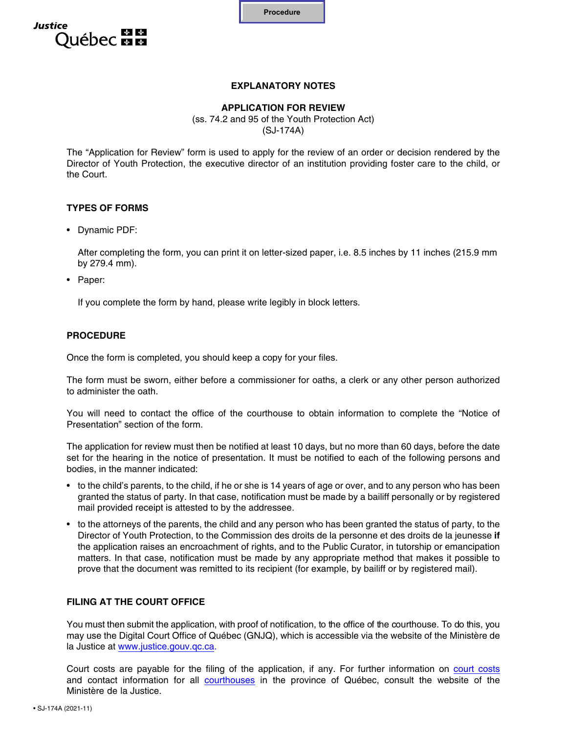Procedure

Justice Québec

# EXPLANATORY NOTES

## APPLICATION FOR REVIEW

(ss. 74.2 and 95 of the Youth Protection Act)
(SJ-174A)

The "Application for Review" form is used to apply for the review of an order or decision rendered by the Director of Youth Protection, the executive director of an institution providing foster care to the child, or the Court.

### TYPES OF FORMS

- Dynamic PDF:

  After completing the form, you can print it on letter-sized paper, i.e. 8.5 inches by 11 inches (215.9 mm by 279.4 mm).

- Paper:

  If you complete the form by hand, please write legibly in block letters.

### PROCEDURE

Once the form is completed, you should keep a copy for your files.

The form must be sworn, either before a commissioner for oaths, a clerk or any other person authorized to administer the oath.

You will need to contact the office of the courthouse to obtain information to complete the "Notice of Presentation" section of the form.

The application for review must then be notified at least 10 days, but no more than 60 days, before the date set for the hearing in the notice of presentation. It must be notified to each of the following persons and bodies, in the manner indicated:

- to the child's parents, to the child, if he or she is 14 years of age or over, and to any person who has been granted the status of party. In that case, notification must be made by a bailiff personally or by registered mail provided receipt is attested to by the addressee.
- to the attorneys of the parents, the child and any person who has been granted the status of party, to the Director of Youth Protection, to the Commission des droits de la personne et des droits de la jeunesse **if** the application raises an encroachment of rights, and to the Public Curator, in tutorship or emancipation matters. In that case, notification must be made by any appropriate method that makes it possible to prove that the document was remitted to its recipient (for example, by bailiff or by registered mail).

### FILING AT THE COURT OFFICE

You must then submit the application, with proof of notification, to the office of the courthouse. To do this, you may use the Digital Court Office of Québec (GNJQ), which is accessible via the website of the Ministère de la Justice at www.justice.gouv.qc.ca.

Court costs are payable for the filing of the application, if any. For further information on court costs and contact information for all courthouses in the province of Québec, consult the website of the Ministère de la Justice.

• SJ-174A (2021-11)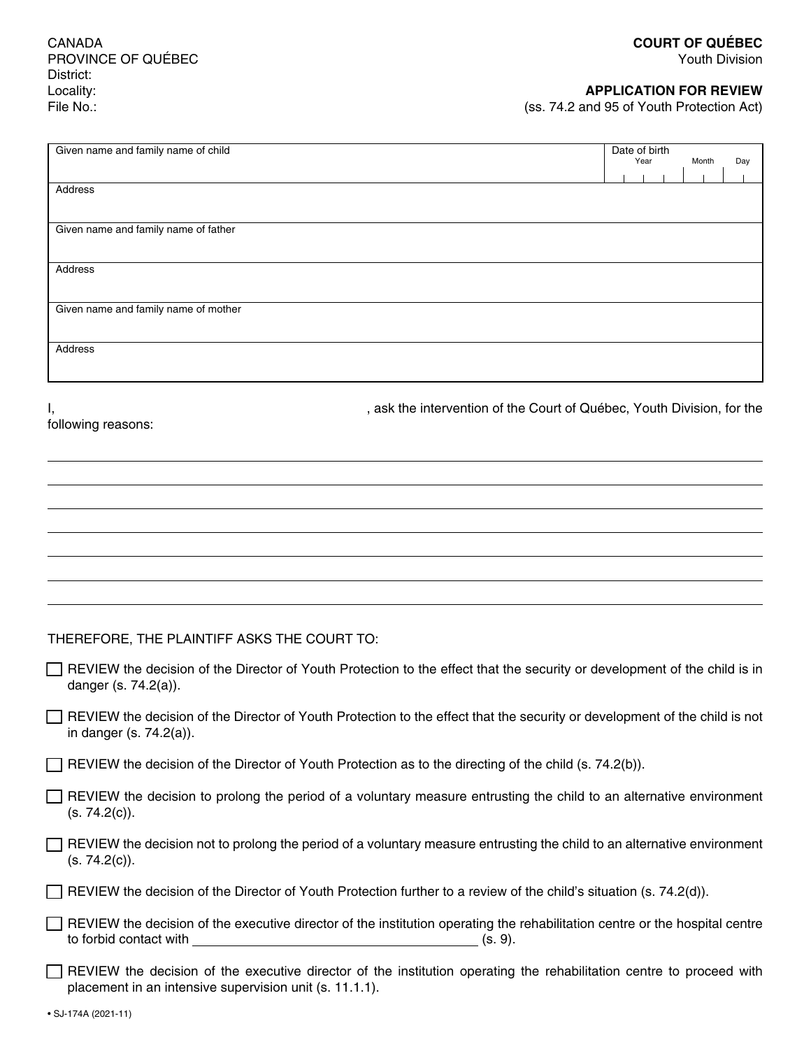CANADA
PROVINCE OF QUÉBEC
District:
Locality:
File No.:

**COURT OF QUÉBEC**
Youth Division

**APPLICATION FOR REVIEW**
(ss. 74.2 and 95 of Youth Protection Act)

| Given name and family name of child | Date of birth (Year / Month / Day) |
|---|---|
| Address | |
| Given name and family name of father | |
| Address | |
| Given name and family name of mother | |
| Address | |

I, \_\_\_\_\_\_\_\_\_\_\_\_\_\_\_\_\_\_\_\_\_\_\_\_\_\_\_\_\_\_\_\_\_\_\_\_\_\_\_\_, ask the intervention of the Court of Québec, Youth Division, for the following reasons:

\_\_\_\_\_\_\_\_\_\_\_\_\_\_\_\_\_\_\_\_\_\_\_\_\_\_\_\_\_\_\_\_\_\_\_\_\_\_\_\_\_\_\_\_\_\_\_\_\_\_\_\_\_\_\_\_\_\_\_\_\_\_\_\_\_\_\_\_\_\_\_\_\_\_\_\_\_\_

\_\_\_\_\_\_\_\_\_\_\_\_\_\_\_\_\_\_\_\_\_\_\_\_\_\_\_\_\_\_\_\_\_\_\_\_\_\_\_\_\_\_\_\_\_\_\_\_\_\_\_\_\_\_\_\_\_\_\_\_\_\_\_\_\_\_\_\_\_\_\_\_\_\_\_\_\_\_

\_\_\_\_\_\_\_\_\_\_\_\_\_\_\_\_\_\_\_\_\_\_\_\_\_\_\_\_\_\_\_\_\_\_\_\_\_\_\_\_\_\_\_\_\_\_\_\_\_\_\_\_\_\_\_\_\_\_\_\_\_\_\_\_\_\_\_\_\_\_\_\_\_\_\_\_\_\_

\_\_\_\_\_\_\_\_\_\_\_\_\_\_\_\_\_\_\_\_\_\_\_\_\_\_\_\_\_\_\_\_\_\_\_\_\_\_\_\_\_\_\_\_\_\_\_\_\_\_\_\_\_\_\_\_\_\_\_\_\_\_\_\_\_\_\_\_\_\_\_\_\_\_\_\_\_\_

\_\_\_\_\_\_\_\_\_\_\_\_\_\_\_\_\_\_\_\_\_\_\_\_\_\_\_\_\_\_\_\_\_\_\_\_\_\_\_\_\_\_\_\_\_\_\_\_\_\_\_\_\_\_\_\_\_\_\_\_\_\_\_\_\_\_\_\_\_\_\_\_\_\_\_\_\_\_

\_\_\_\_\_\_\_\_\_\_\_\_\_\_\_\_\_\_\_\_\_\_\_\_\_\_\_\_\_\_\_\_\_\_\_\_\_\_\_\_\_\_\_\_\_\_\_\_\_\_\_\_\_\_\_\_\_\_\_\_\_\_\_\_\_\_\_\_\_\_\_\_\_\_\_\_\_\_

\_\_\_\_\_\_\_\_\_\_\_\_\_\_\_\_\_\_\_\_\_\_\_\_\_\_\_\_\_\_\_\_\_\_\_\_\_\_\_\_\_\_\_\_\_\_\_\_\_\_\_\_\_\_\_\_\_\_\_\_\_\_\_\_\_\_\_\_\_\_\_\_\_\_\_\_\_\_

THEREFORE, THE PLAINTIFF ASKS THE COURT TO:

- ☐ REVIEW the decision of the Director of Youth Protection to the effect that the security or development of the child is in danger (s. 74.2(a)).
- ☐ REVIEW the decision of the Director of Youth Protection to the effect that the security or development of the child is not in danger (s. 74.2(a)).
- ☐ REVIEW the decision of the Director of Youth Protection as to the directing of the child (s. 74.2(b)).
- ☐ REVIEW the decision to prolong the period of a voluntary measure entrusting the child to an alternative environment (s. 74.2(c)).
- ☐ REVIEW the decision not to prolong the period of a voluntary measure entrusting the child to an alternative environment (s. 74.2(c)).
- ☐ REVIEW the decision of the Director of Youth Protection further to a review of the child's situation (s. 74.2(d)).
- ☐ REVIEW the decision of the executive director of the institution operating the rehabilitation centre or the hospital centre to forbid contact with \_\_\_\_\_\_\_\_\_\_\_\_\_\_\_\_\_\_\_\_\_\_\_\_\_\_\_\_\_\_\_\_\_\_ (s. 9).
- ☐ REVIEW the decision of the executive director of the institution operating the rehabilitation centre to proceed with placement in an intensive supervision unit (s. 11.1.1).

• SJ-174A (2021-11)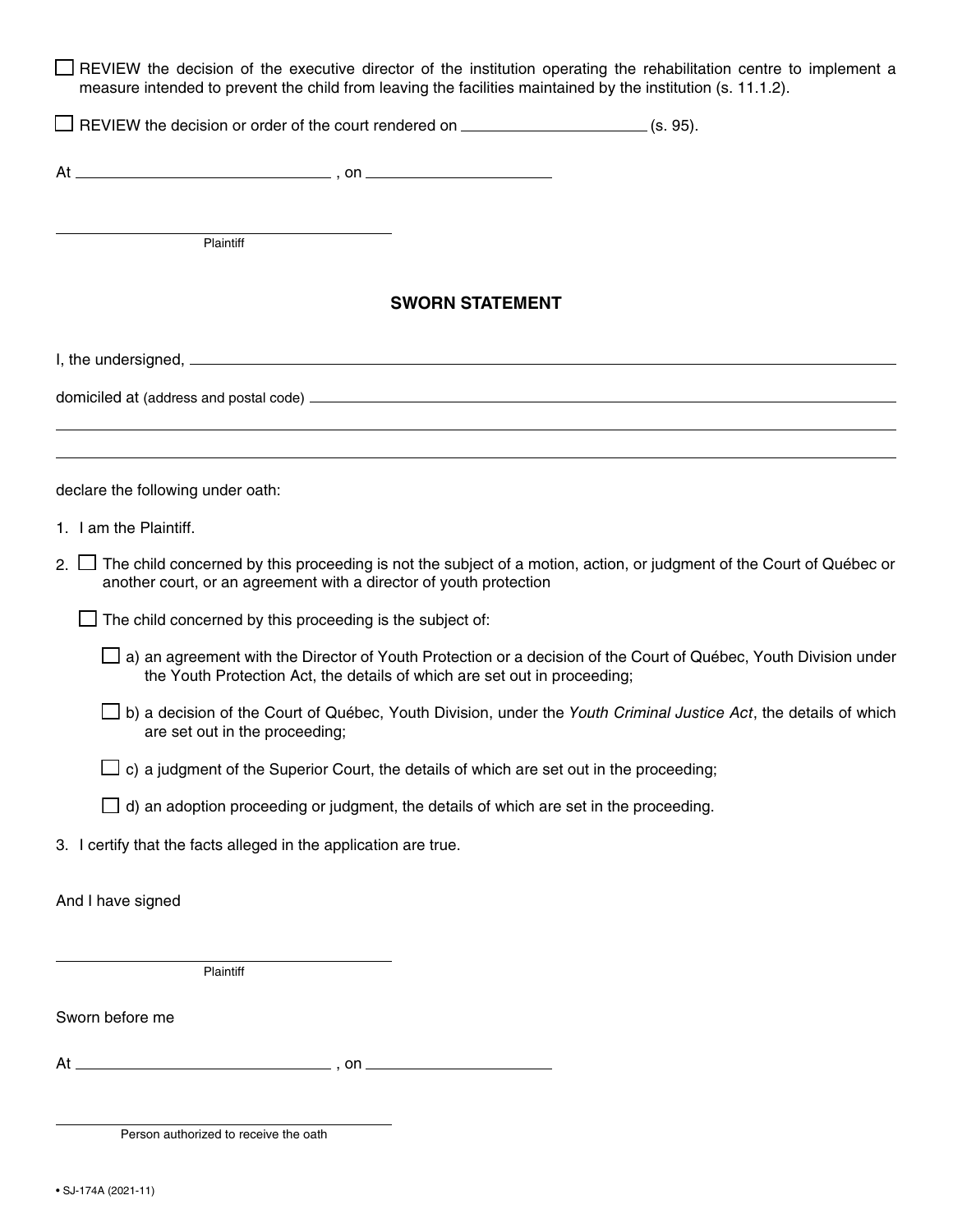☐ REVIEW the decision of the executive director of the institution operating the rehabilitation centre to implement a measure intended to prevent the child from leaving the facilities maintained by the institution (s. 11.1.2).

☐ REVIEW the decision or order of the court rendered on ______________________ (s. 95).

At ______________________________ , on ______________________

______________________________
Plaintiff

## SWORN STATEMENT

I, the undersigned, ____________________________________________________________

domiciled at (address and postal code) __________________________________________

______________________________________________________________________________

______________________________________________________________________________

declare the following under oath:

1. I am the Plaintiff.

2. ☐ The child concerned by this proceeding is not the subject of a motion, action, or judgment of the Court of Québec or another court, or an agreement with a director of youth protection

   ☐ The child concerned by this proceeding is the subject of:

   ☐ a) an agreement with the Director of Youth Protection or a decision of the Court of Québec, Youth Division under the Youth Protection Act, the details of which are set out in proceeding;

   ☐ b) a decision of the Court of Québec, Youth Division, under the *Youth Criminal Justice Act*, the details of which are set out in the proceeding;

   ☐ c) a judgment of the Superior Court, the details of which are set out in the proceeding;

   ☐ d) an adoption proceeding or judgment, the details of which are set in the proceeding.

3. I certify that the facts alleged in the application are true.

And I have signed

______________________________
Plaintiff

Sworn before me

At ______________________________ , on ______________________

______________________________
Person authorized to receive the oath

• SJ-174A (2021-11)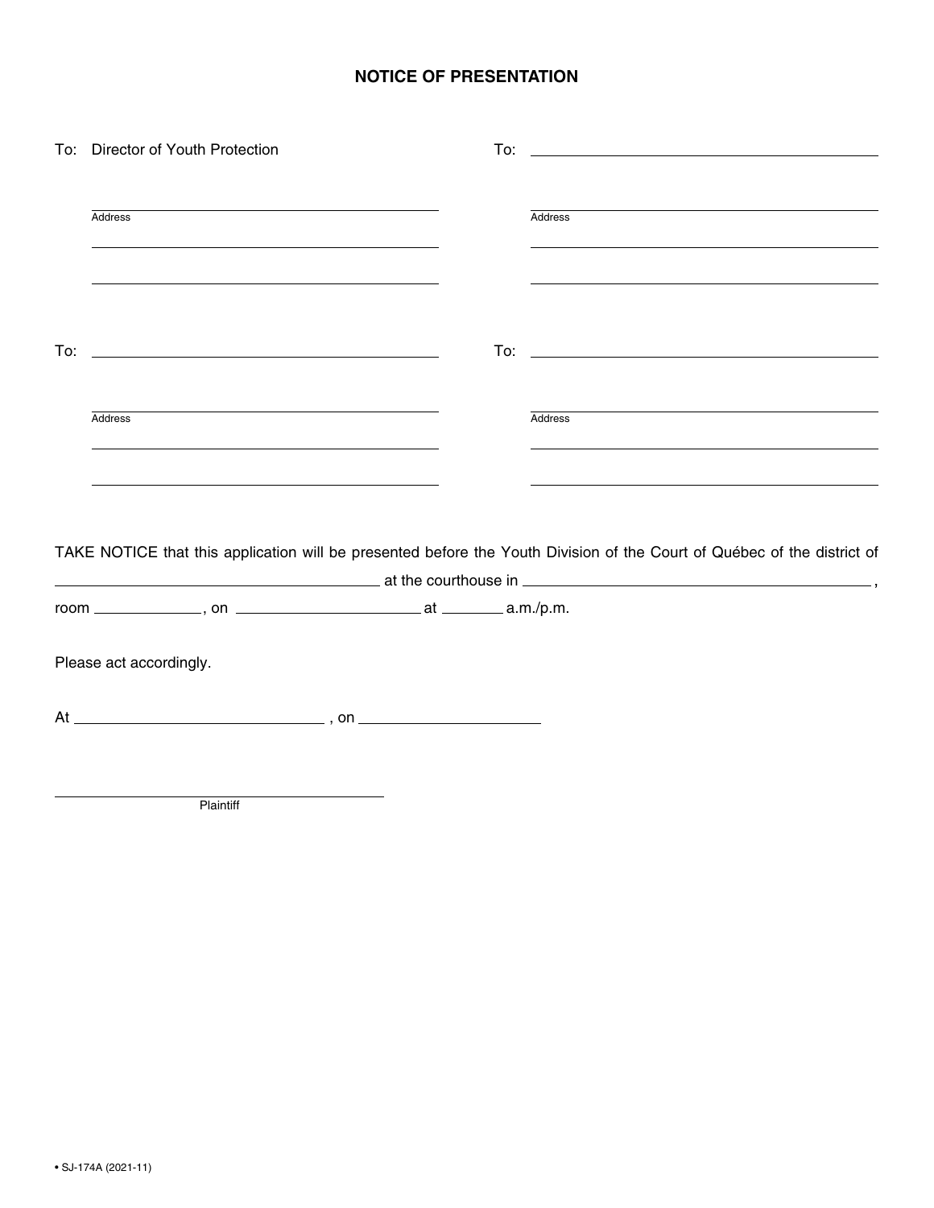# NOTICE OF PRESENTATION

To: Director of Youth Protection

______________________________
Address

______________________________

______________________________

To: ______________________________

______________________________
Address

______________________________

______________________________

To: ______________________________

______________________________
Address

______________________________

______________________________

To: ______________________________

______________________________
Address

______________________________

______________________________

TAKE NOTICE that this application will be presented before the Youth Division of the Court of Québec of the district of ______________________________ at the courthouse in ______________________________ , room __________ , on __________________ at ______ a.m./p.m.

Please act accordingly.

At ______________________ , on ____________________

______________________________
Plaintiff

• SJ-174A (2021-11)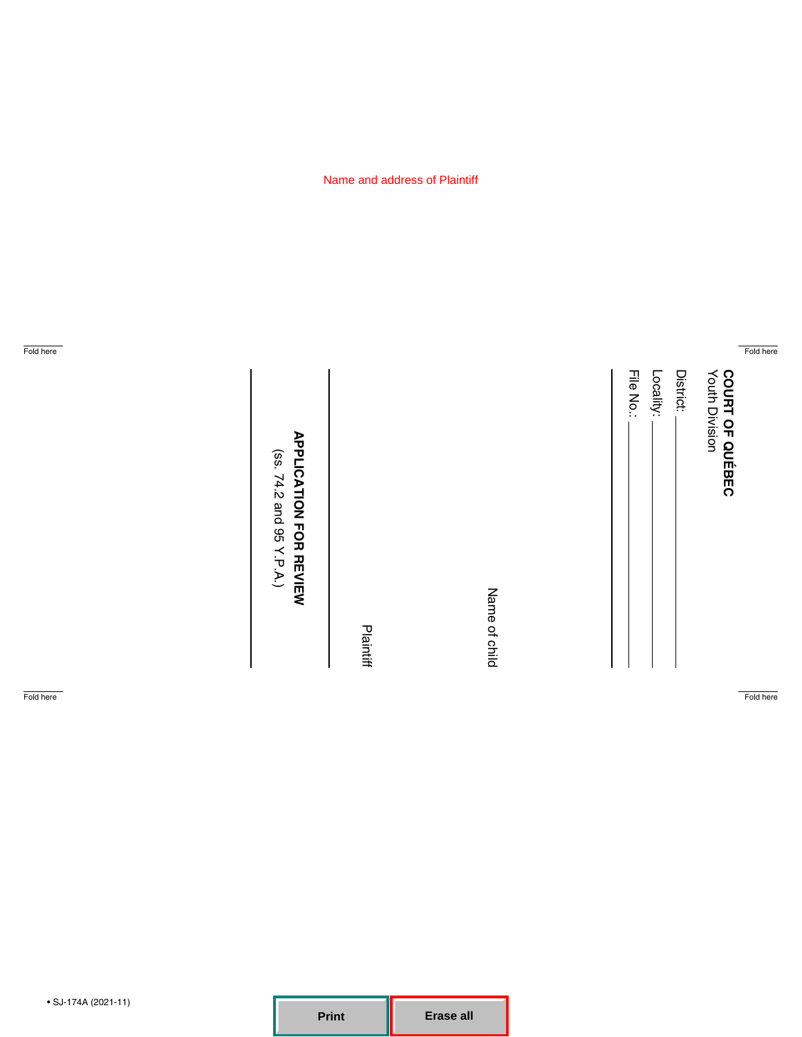Name and address of Plaintiff

Fold here

Fold here

**COURT OF QUÉBEC**
Youth Division

District: ____________________

Locality: ____________________

File No.: ____________________

Name of child

Plaintiff

**APPLICATION FOR REVIEW**
(ss. 74.2 and 95 Y.P.A.)

Fold here

Fold here

• SJ-174A (2021-11)

Print

Erase all